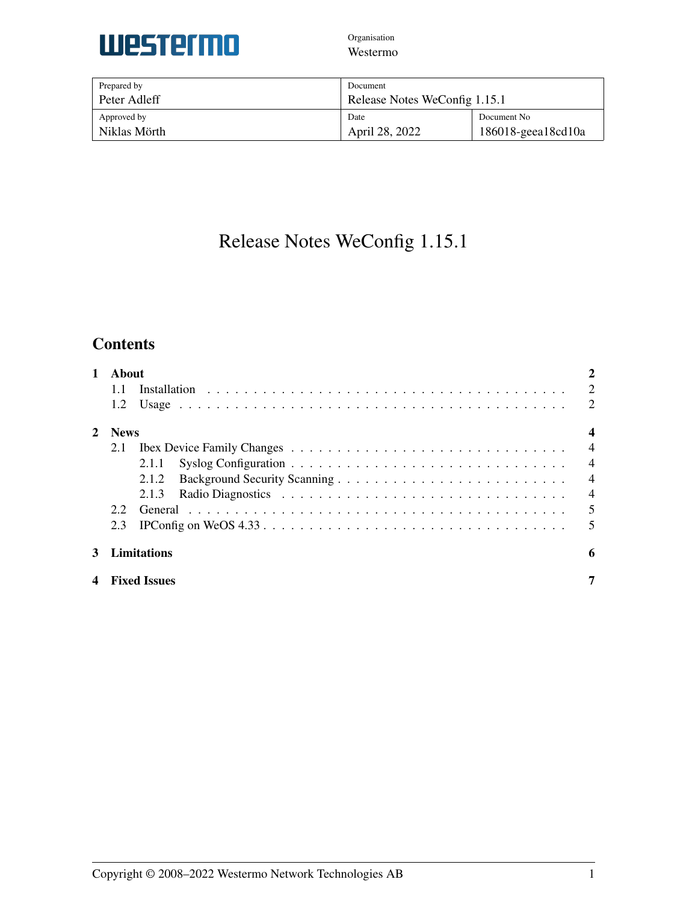westermo

Organisation
Westermo

| Prepared by<br>Peter Adleff | Document<br>Release Notes WeConfig 1.15.1 | |
|---|---|---|
| Approved by<br>Niklas Mörth | Date<br>April 28, 2022 | Document No<br>186018-geea18cd10a |

# Release Notes WeConfig 1.15.1

## Contents

**1 About** — 2
- 1.1 Installation — 2
- 1.2 Usage — 2

**2 News** — 4
- 2.1 Ibex Device Family Changes — 4
  - 2.1.1 Syslog Configuration — 4
  - 2.1.2 Background Security Scanning — 4
  - 2.1.3 Radio Diagnostics — 4
- 2.2 General — 5
- 2.3 IPConfig on WeOS 4.33 — 5

**3 Limitations** — 6

**4 Fixed Issues** — 7

Copyright © 2008–2022 Westermo Network Technologies AB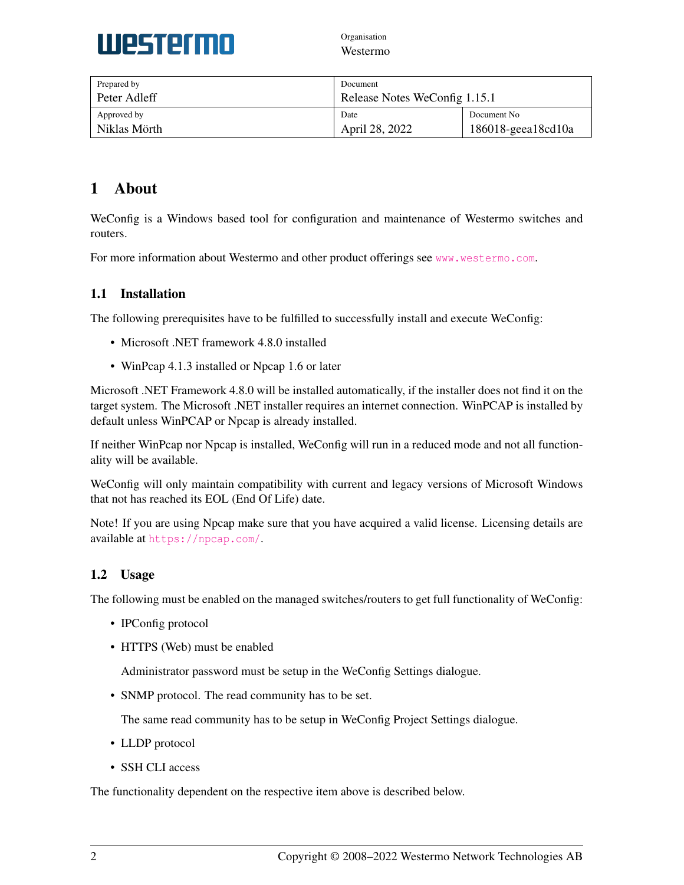Organisation
Westermo

| Prepared by<br>Peter Adleff | Document<br>Release Notes WeConfig 1.15.1 | |
|---|---|---|
| Approved by<br>Niklas Mörth | Date<br>April 28, 2022 | Document No<br>186018-geea18cd10a |

# 1 About

WeConfig is a Windows based tool for configuration and maintenance of Westermo switches and routers.

For more information about Westermo and other product offerings see www.westermo.com.

## 1.1 Installation

The following prerequisites have to be fulfilled to successfully install and execute WeConfig:

- Microsoft .NET framework 4.8.0 installed
- WinPcap 4.1.3 installed or Npcap 1.6 or later

Microsoft .NET Framework 4.8.0 will be installed automatically, if the installer does not find it on the target system. The Microsoft .NET installer requires an internet connection. WinPCAP is installed by default unless WinPCAP or Npcap is already installed.

If neither WinPcap nor Npcap is installed, WeConfig will run in a reduced mode and not all functionality will be available.

WeConfig will only maintain compatibility with current and legacy versions of Microsoft Windows that not has reached its EOL (End Of Life) date.

Note! If you are using Npcap make sure that you have acquired a valid license. Licensing details are available at https://npcap.com/.

## 1.2 Usage

The following must be enabled on the managed switches/routers to get full functionality of WeConfig:

- IPConfig protocol
- HTTPS (Web) must be enabled

  Administrator password must be setup in the WeConfig Settings dialogue.
- SNMP protocol. The read community has to be set.

  The same read community has to be setup in WeConfig Project Settings dialogue.
- LLDP protocol
- SSH CLI access

The functionality dependent on the respective item above is described below.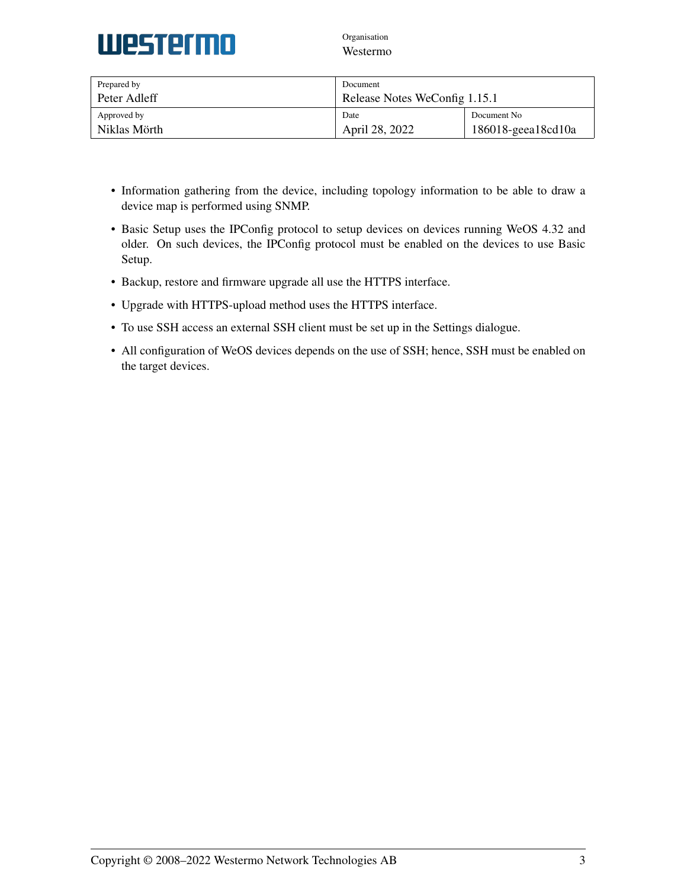- Information gathering from the device, including topology information to be able to draw a device map is performed using SNMP.
- Basic Setup uses the IPConfig protocol to setup devices on devices running WeOS 4.32 and older. On such devices, the IPConfig protocol must be enabled on the devices to use Basic Setup.
- Backup, restore and firmware upgrade all use the HTTPS interface.
- Upgrade with HTTPS-upload method uses the HTTPS interface.
- To use SSH access an external SSH client must be set up in the Settings dialogue.
- All configuration of WeOS devices depends on the use of SSH; hence, SSH must be enabled on the target devices.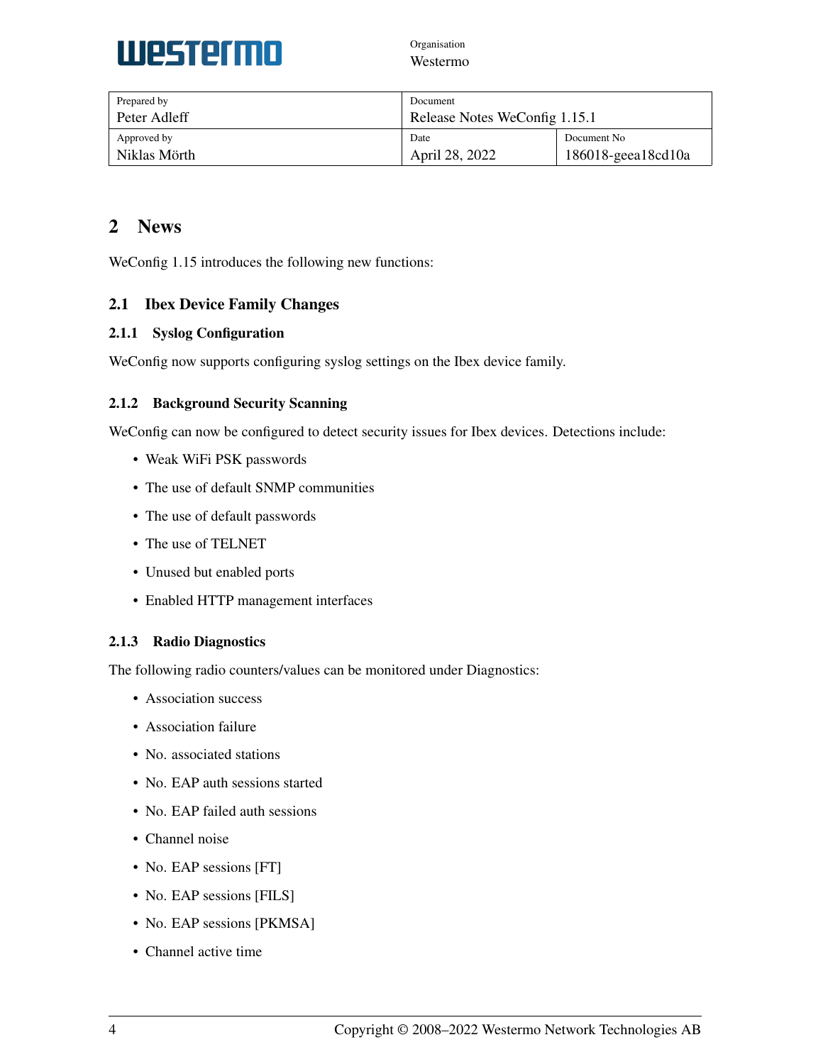## 2 News

WeConfig 1.15 introduces the following new functions:

### 2.1 Ibex Device Family Changes

#### 2.1.1 Syslog Configuration

WeConfig now supports configuring syslog settings on the Ibex device family.

#### 2.1.2 Background Security Scanning

WeConfig can now be configured to detect security issues for Ibex devices. Detections include:

- Weak WiFi PSK passwords
- The use of default SNMP communities
- The use of default passwords
- The use of TELNET
- Unused but enabled ports
- Enabled HTTP management interfaces

#### 2.1.3 Radio Diagnostics

The following radio counters/values can be monitored under Diagnostics:

- Association success
- Association failure
- No. associated stations
- No. EAP auth sessions started
- No. EAP failed auth sessions
- Channel noise
- No. EAP sessions [FT]
- No. EAP sessions [FILS]
- No. EAP sessions [PKMSA]
- Channel active time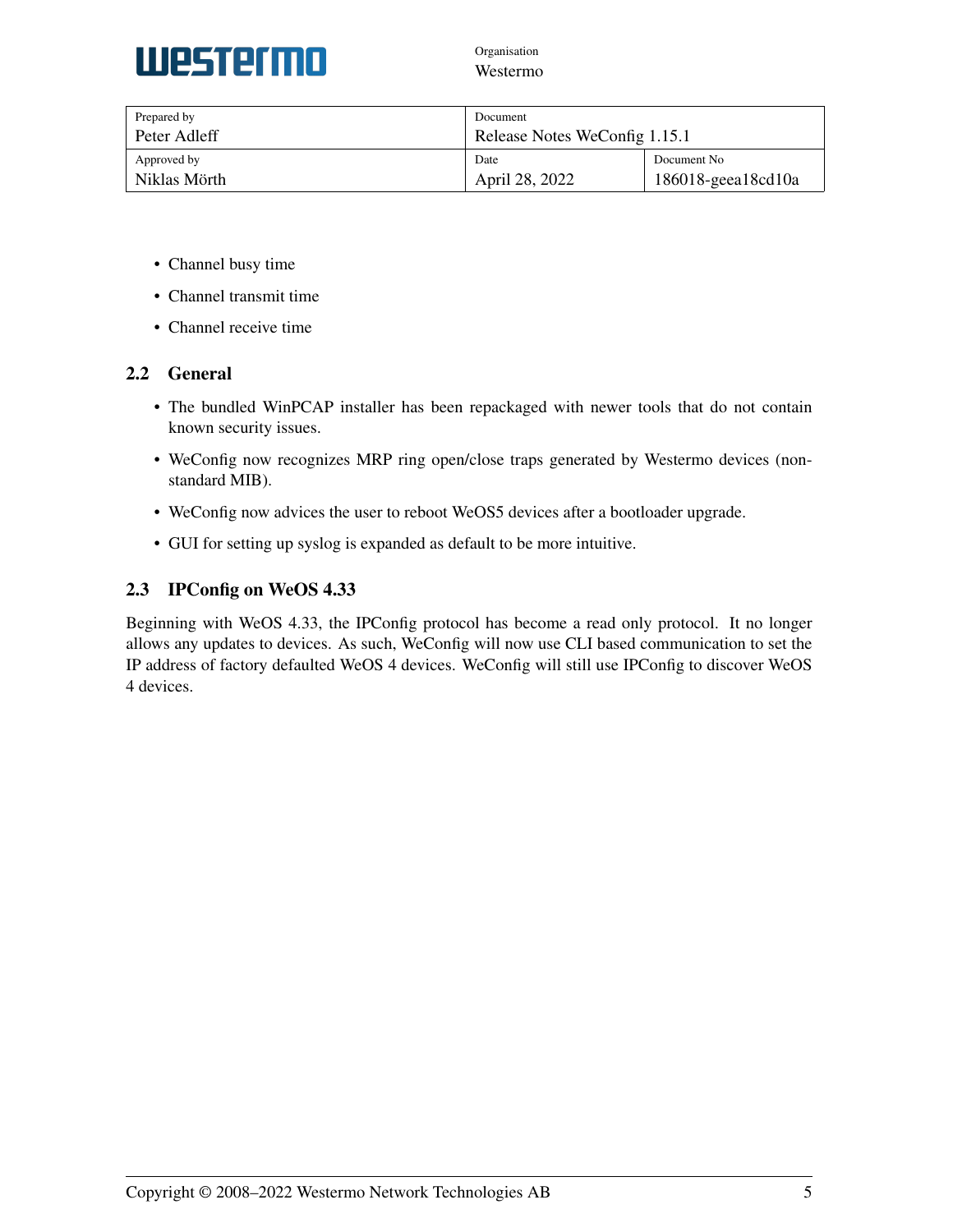- Channel busy time
- Channel transmit time
- Channel receive time

## 2.2 General

- The bundled WinPCAP installer has been repackaged with newer tools that do not contain known security issues.
- WeConfig now recognizes MRP ring open/close traps generated by Westermo devices (non-standard MIB).
- WeConfig now advices the user to reboot WeOS5 devices after a bootloader upgrade.
- GUI for setting up syslog is expanded as default to be more intuitive.

## 2.3 IPConfig on WeOS 4.33

Beginning with WeOS 4.33, the IPConfig protocol has become a read only protocol. It no longer allows any updates to devices. As such, WeConfig will now use CLI based communication to set the IP address of factory defaulted WeOS 4 devices. WeConfig will still use IPConfig to discover WeOS 4 devices.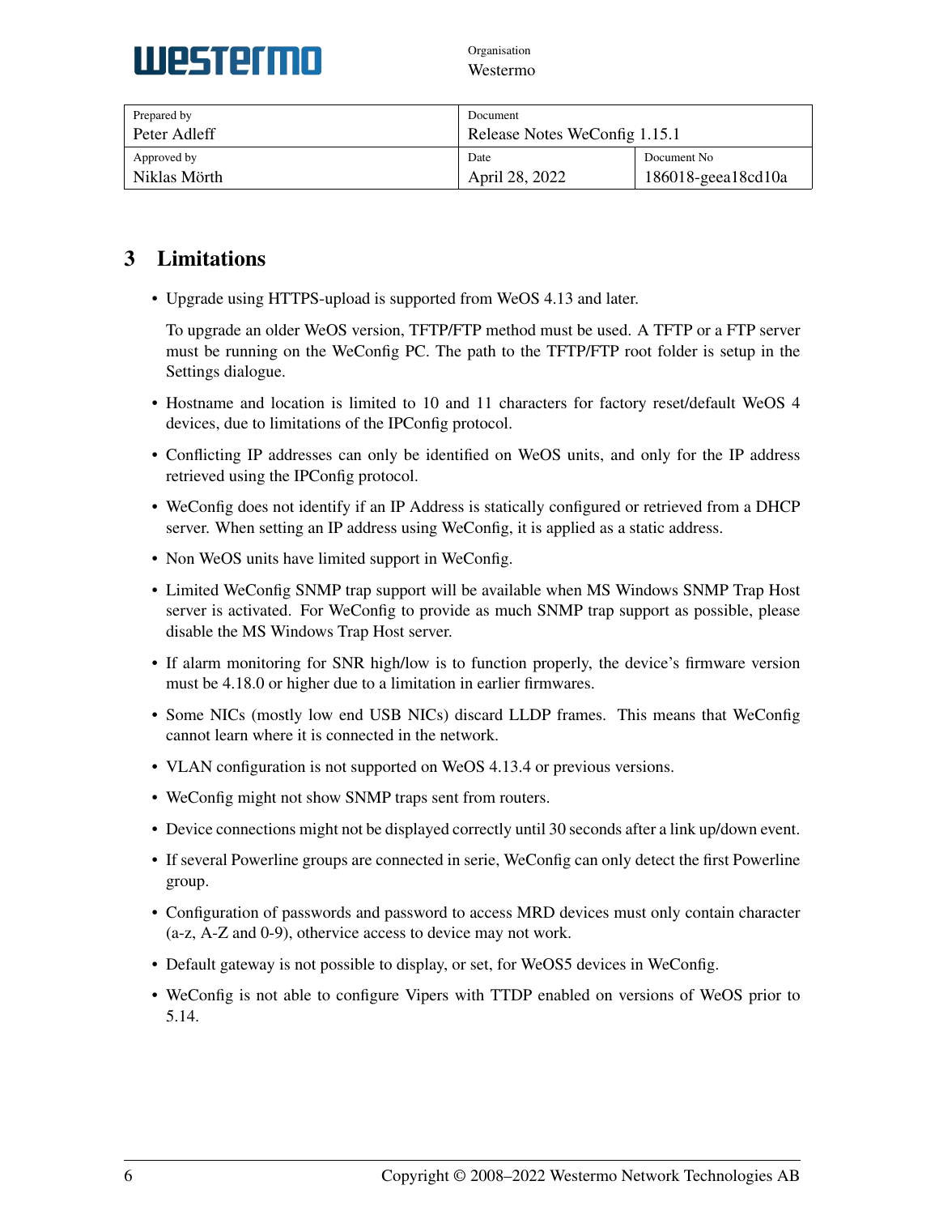## 3 Limitations

- Upgrade using HTTPS-upload is supported from WeOS 4.13 and later.

  To upgrade an older WeOS version, TFTP/FTP method must be used. A TFTP or a FTP server must be running on the WeConfig PC. The path to the TFTP/FTP root folder is setup in the Settings dialogue.

- Hostname and location is limited to 10 and 11 characters for factory reset/default WeOS 4 devices, due to limitations of the IPConfig protocol.
- Conflicting IP addresses can only be identified on WeOS units, and only for the IP address retrieved using the IPConfig protocol.
- WeConfig does not identify if an IP Address is statically configured or retrieved from a DHCP server. When setting an IP address using WeConfig, it is applied as a static address.
- Non WeOS units have limited support in WeConfig.
- Limited WeConfig SNMP trap support will be available when MS Windows SNMP Trap Host server is activated. For WeConfig to provide as much SNMP trap support as possible, please disable the MS Windows Trap Host server.
- If alarm monitoring for SNR high/low is to function properly, the device's firmware version must be 4.18.0 or higher due to a limitation in earlier firmwares.
- Some NICs (mostly low end USB NICs) discard LLDP frames. This means that WeConfig cannot learn where it is connected in the network.
- VLAN configuration is not supported on WeOS 4.13.4 or previous versions.
- WeConfig might not show SNMP traps sent from routers.
- Device connections might not be displayed correctly until 30 seconds after a link up/down event.
- If several Powerline groups are connected in serie, WeConfig can only detect the first Powerline group.
- Configuration of passwords and password to access MRD devices must only contain character (a-z, A-Z and 0-9), othervice access to device may not work.
- Default gateway is not possible to display, or set, for WeOS5 devices in WeConfig.
- WeConfig is not able to configure Vipers with TTDP enabled on versions of WeOS prior to 5.14.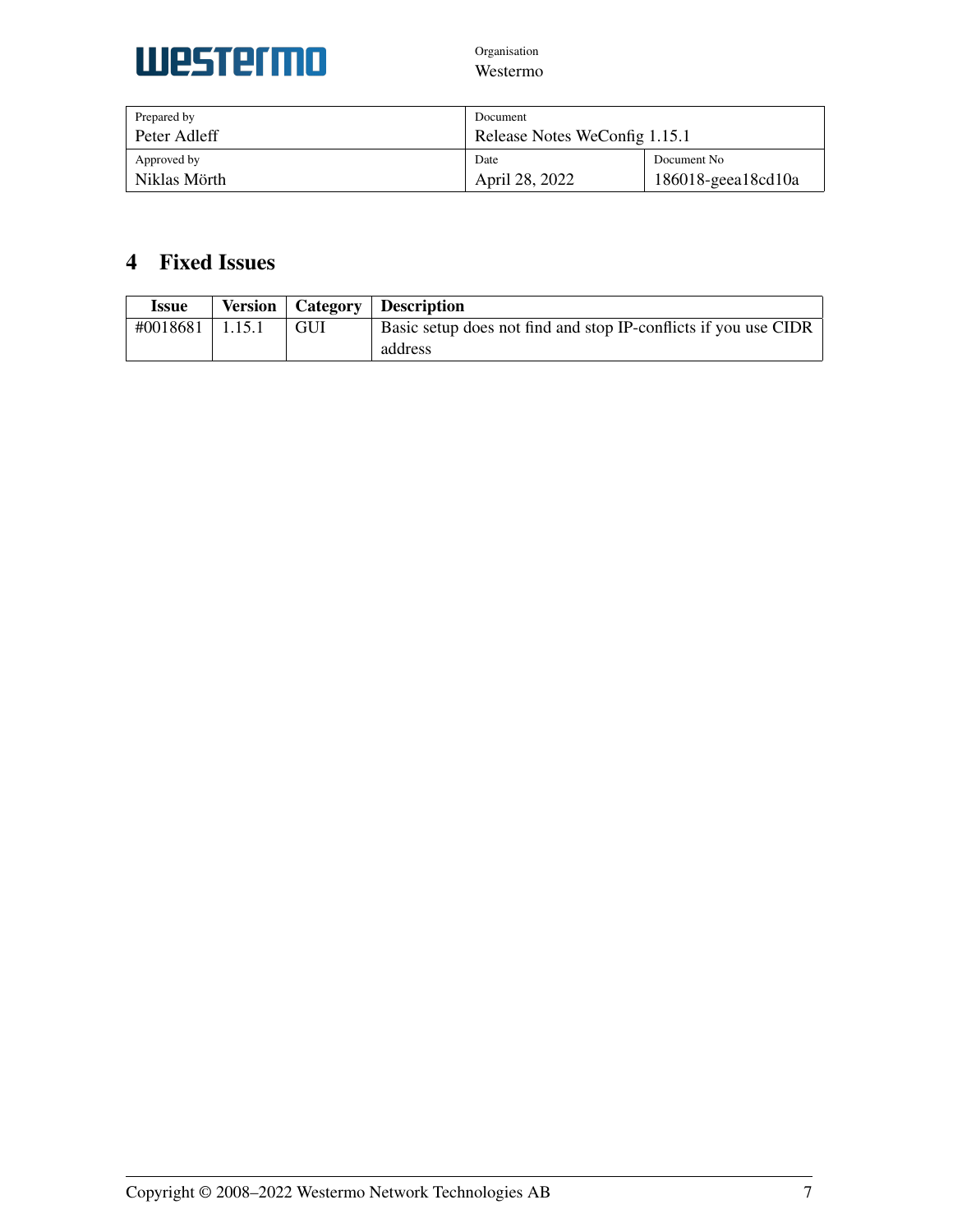## 4 Fixed Issues

| Issue | Version | Category | Description |
|---|---|---|---|
| #0018681 | 1.15.1 | GUI | Basic setup does not find and stop IP-conflicts if you use CIDR address |